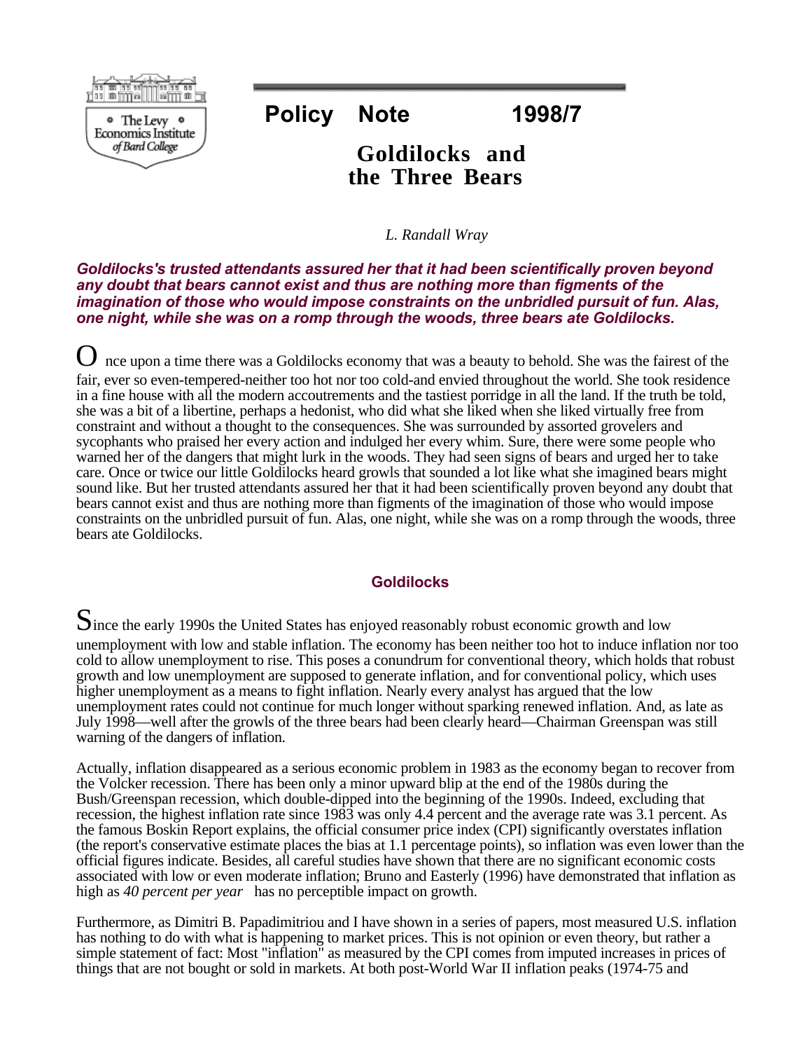Policy Note 1998/7

# Goldilocks and the Three Bears

*L. Randall Wray*

***Goldilocks's trusted attendants assured her that it had been scientifically proven beyond any doubt that bears cannot exist and thus are nothing more than figments of the imagination of those who would impose constraints on the unbridled pursuit of fun. Alas, one night, while she was on a romp through the woods, three bears ate Goldilocks.***

Once upon a time there was a Goldilocks economy that was a beauty to behold. She was the fairest of the fair, ever so even-tempered-neither too hot nor too cold-and envied throughout the world. She took residence in a fine house with all the modern accoutrements and the tastiest porridge in all the land. If the truth be told, she was a bit of a libertine, perhaps a hedonist, who did what she liked when she liked virtually free from constraint and without a thought to the consequences. She was surrounded by assorted grovelers and sycophants who praised her every action and indulged her every whim. Sure, there were some people who warned her of the dangers that might lurk in the woods. They had seen signs of bears and urged her to take care. Once or twice our little Goldilocks heard growls that sounded a lot like what she imagined bears might sound like. But her trusted attendants assured her that it had been scientifically proven beyond any doubt that bears cannot exist and thus are nothing more than figments of the imagination of those who would impose constraints on the unbridled pursuit of fun. Alas, one night, while she was on a romp through the woods, three bears ate Goldilocks.

## Goldilocks

Since the early 1990s the United States has enjoyed reasonably robust economic growth and low unemployment with low and stable inflation. The economy has been neither too hot to induce inflation nor too cold to allow unemployment to rise. This poses a conundrum for conventional theory, which holds that robust growth and low unemployment are supposed to generate inflation, and for conventional policy, which uses higher unemployment as a means to fight inflation. Nearly every analyst has argued that the low unemployment rates could not continue for much longer without sparking renewed inflation. And, as late as July 1998—well after the growls of the three bears had been clearly heard—Chairman Greenspan was still warning of the dangers of inflation.

Actually, inflation disappeared as a serious economic problem in 1983 as the economy began to recover from the Volcker recession. There has been only a minor upward blip at the end of the 1980s during the Bush/Greenspan recession, which double-dipped into the beginning of the 1990s. Indeed, excluding that recession, the highest inflation rate since 1983 was only 4.4 percent and the average rate was 3.1 percent. As the famous Boskin Report explains, the official consumer price index (CPI) significantly overstates inflation (the report's conservative estimate places the bias at 1.1 percentage points), so inflation was even lower than the official figures indicate. Besides, all careful studies have shown that there are no significant economic costs associated with low or even moderate inflation; Bruno and Easterly (1996) have demonstrated that inflation as high as *40 percent per year* has no perceptible impact on growth.

Furthermore, as Dimitri B. Papadimitriou and I have shown in a series of papers, most measured U.S. inflation has nothing to do with what is happening to market prices. This is not opinion or even theory, but rather a simple statement of fact: Most "inflation" as measured by the CPI comes from imputed increases in prices of things that are not bought or sold in markets. At both post-World War II inflation peaks (1974-75 and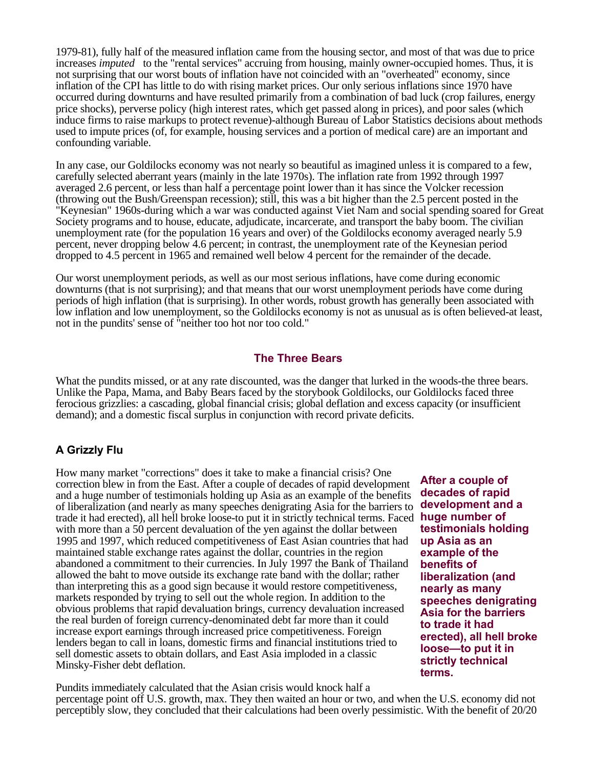1979-81), fully half of the measured inflation came from the housing sector, and most of that was due to price increases *imputed* to the "rental services" accruing from housing, mainly owner-occupied homes. Thus, it is not surprising that our worst bouts of inflation have not coincided with an "overheated" economy, since inflation of the CPI has little to do with rising market prices. Our only serious inflations since 1970 have occurred during downturns and have resulted primarily from a combination of bad luck (crop failures, energy price shocks), perverse policy (high interest rates, which get passed along in prices), and poor sales (which induce firms to raise markups to protect revenue)-although Bureau of Labor Statistics decisions about methods used to impute prices (of, for example, housing services and a portion of medical care) are an important and confounding variable.

In any case, our Goldilocks economy was not nearly so beautiful as imagined unless it is compared to a few, carefully selected aberrant years (mainly in the late 1970s). The inflation rate from 1992 through 1997 averaged 2.6 percent, or less than half a percentage point lower than it has since the Volcker recession (throwing out the Bush/Greenspan recession); still, this was a bit higher than the 2.5 percent posted in the "Keynesian" 1960s-during which a war was conducted against Viet Nam and social spending soared for Great Society programs and to house, educate, adjudicate, incarcerate, and transport the baby boom. The civilian unemployment rate (for the population 16 years and over) of the Goldilocks economy averaged nearly 5.9 percent, never dropping below 4.6 percent; in contrast, the unemployment rate of the Keynesian period dropped to 4.5 percent in 1965 and remained well below 4 percent for the remainder of the decade.

Our worst unemployment periods, as well as our most serious inflations, have come during economic downturns (that is not surprising); and that means that our worst unemployment periods have come during periods of high inflation (that is surprising). In other words, robust growth has generally been associated with low inflation and low unemployment, so the Goldilocks economy is not as unusual as is often believed-at least, not in the pundits' sense of "neither too hot nor too cold."

## The Three Bears

What the pundits missed, or at any rate discounted, was the danger that lurked in the woods-the three bears. Unlike the Papa, Mama, and Baby Bears faced by the storybook Goldilocks, our Goldilocks faced three ferocious grizzlies: a cascading, global financial crisis; global deflation and excess capacity (or insufficient demand); and a domestic fiscal surplus in conjunction with record private deficits.

### A Grizzly Flu

How many market "corrections" does it take to make a financial crisis? One correction blew in from the East. After a couple of decades of rapid development and a huge number of testimonials holding up Asia as an example of the benefits of liberalization (and nearly as many speeches denigrating Asia for the barriers to trade it had erected), all hell broke loose-to put it in strictly technical terms. Faced with more than a 50 percent devaluation of the yen against the dollar between 1995 and 1997, which reduced competitiveness of East Asian countries that had maintained stable exchange rates against the dollar, countries in the region abandoned a commitment to their currencies. In July 1997 the Bank of Thailand allowed the baht to move outside its exchange rate band with the dollar; rather than interpreting this as a good sign because it would restore competitiveness, markets responded by trying to sell out the whole region. In addition to the obvious problems that rapid devaluation brings, currency devaluation increased the real burden of foreign currency-denominated debt far more than it could increase export earnings through increased price competitiveness. Foreign lenders began to call in loans, domestic firms and financial institutions tried to sell domestic assets to obtain dollars, and East Asia imploded in a classic Minsky-Fisher debt deflation.

**After a couple of decades of rapid development and a huge number of testimonials holding up Asia as an example of the benefits of liberalization (and nearly as many speeches denigrating Asia for the barriers to trade it had erected), all hell broke loose—to put it in strictly technical terms.**

Pundits immediately calculated that the Asian crisis would knock half a percentage point off U.S. growth, max. They then waited an hour or two, and when the U.S. economy did not perceptibly slow, they concluded that their calculations had been overly pessimistic. With the benefit of 20/20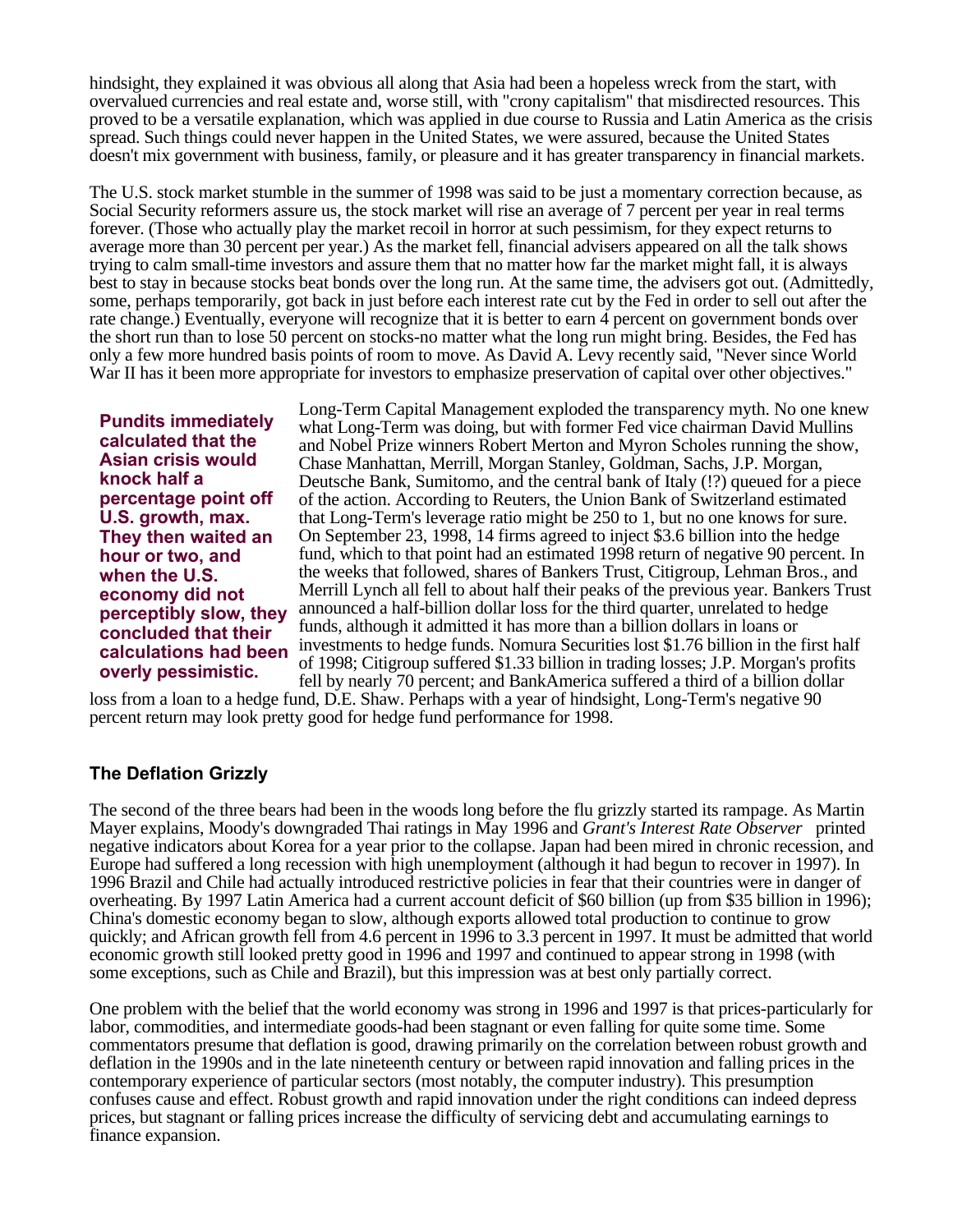hindsight, they explained it was obvious all along that Asia had been a hopeless wreck from the start, with overvalued currencies and real estate and, worse still, with "crony capitalism" that misdirected resources. This proved to be a versatile explanation, which was applied in due course to Russia and Latin America as the crisis spread. Such things could never happen in the United States, we were assured, because the United States doesn't mix government with business, family, or pleasure and it has greater transparency in financial markets.

The U.S. stock market stumble in the summer of 1998 was said to be just a momentary correction because, as Social Security reformers assure us, the stock market will rise an average of 7 percent per year in real terms forever. (Those who actually play the market recoil in horror at such pessimism, for they expect returns to average more than 30 percent per year.) As the market fell, financial advisers appeared on all the talk shows trying to calm small-time investors and assure them that no matter how far the market might fall, it is always best to stay in because stocks beat bonds over the long run. At the same time, the advisers got out. (Admittedly, some, perhaps temporarily, got back in just before each interest rate cut by the Fed in order to sell out after the rate change.) Eventually, everyone will recognize that it is better to earn 4 percent on government bonds over the short run than to lose 50 percent on stocks-no matter what the long run might bring. Besides, the Fed has only a few more hundred basis points of room to move. As David A. Levy recently said, "Never since World War II has it been more appropriate for investors to emphasize preservation of capital over other objectives."

**Pundits immediately calculated that the Asian crisis would knock half a percentage point off U.S. growth, max. They then waited an hour or two, and when the U.S. economy did not perceptibly slow, they concluded that their calculations had been overly pessimistic.**

Long-Term Capital Management exploded the transparency myth. No one knew what Long-Term was doing, but with former Fed vice chairman David Mullins and Nobel Prize winners Robert Merton and Myron Scholes running the show, Chase Manhattan, Merrill, Morgan Stanley, Goldman, Sachs, J.P. Morgan, Deutsche Bank, Sumitomo, and the central bank of Italy (!?) queued for a piece of the action. According to Reuters, the Union Bank of Switzerland estimated that Long-Term's leverage ratio might be 250 to 1, but no one knows for sure. On September 23, 1998, 14 firms agreed to inject $3.6 billion into the hedge fund, which to that point had an estimated 1998 return of negative 90 percent. In the weeks that followed, shares of Bankers Trust, Citigroup, Lehman Bros., and Merrill Lynch all fell to about half their peaks of the previous year. Bankers Trust announced a half-billion dollar loss for the third quarter, unrelated to hedge funds, although it admitted it has more than a billion dollars in loans or investments to hedge funds. Nomura Securities lost $1.76 billion in the first half of 1998; Citigroup suffered $1.33 billion in trading losses; J.P. Morgan's profits fell by nearly 70 percent; and BankAmerica suffered a third of a billion dollar loss from a loan to a hedge fund, D.E. Shaw. Perhaps with a year of hindsight, Long-Term's negative 90 percent return may look pretty good for hedge fund performance for 1998.

### The Deflation Grizzly

The second of the three bears had been in the woods long before the flu grizzly started its rampage. As Martin Mayer explains, Moody's downgraded Thai ratings in May 1996 and *Grant's Interest Rate Observer* printed negative indicators about Korea for a year prior to the collapse. Japan had been mired in chronic recession, and Europe had suffered a long recession with high unemployment (although it had begun to recover in 1997). In 1996 Brazil and Chile had actually introduced restrictive policies in fear that their countries were in danger of overheating. By 1997 Latin America had a current account deficit of $60 billion (up from $35 billion in 1996); China's domestic economy began to slow, although exports allowed total production to continue to grow quickly; and African growth fell from 4.6 percent in 1996 to 3.3 percent in 1997. It must be admitted that world economic growth still looked pretty good in 1996 and 1997 and continued to appear strong in 1998 (with some exceptions, such as Chile and Brazil), but this impression was at best only partially correct.

One problem with the belief that the world economy was strong in 1996 and 1997 is that prices-particularly for labor, commodities, and intermediate goods-had been stagnant or even falling for quite some time. Some commentators presume that deflation is good, drawing primarily on the correlation between robust growth and deflation in the 1990s and in the late nineteenth century or between rapid innovation and falling prices in the contemporary experience of particular sectors (most notably, the computer industry). This presumption confuses cause and effect. Robust growth and rapid innovation under the right conditions can indeed depress prices, but stagnant or falling prices increase the difficulty of servicing debt and accumulating earnings to finance expansion.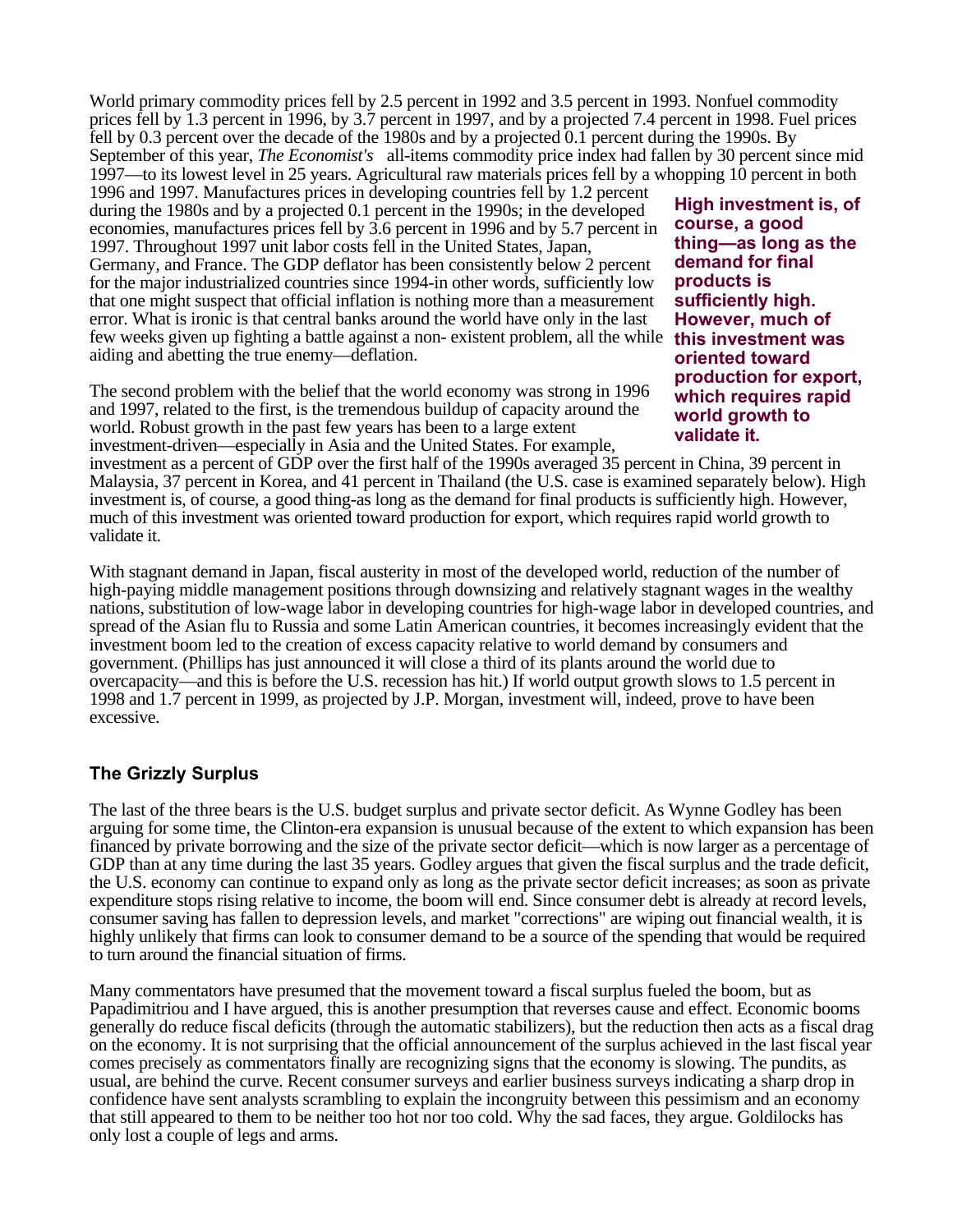World primary commodity prices fell by 2.5 percent in 1992 and 3.5 percent in 1993. Nonfuel commodity prices fell by 1.3 percent in 1996, by 3.7 percent in 1997, and by a projected 7.4 percent in 1998. Fuel prices fell by 0.3 percent over the decade of the 1980s and by a projected 0.1 percent during the 1990s. By September of this year, *The Economist's* all-items commodity price index had fallen by 30 percent since mid 1997—to its lowest level in 25 years. Agricultural raw materials prices fell by a whopping 10 percent in both 1996 and 1997. Manufactures prices in developing countries fell by 1.2 percent during the 1980s and by a projected 0.1 percent in the 1990s; in the developed economies, manufactures prices fell by 3.6 percent in 1996 and by 5.7 percent in 1997. Throughout 1997 unit labor costs fell in the United States, Japan, Germany, and France. The GDP deflator has been consistently below 2 percent for the major industrialized countries since 1994-in other words, sufficiently low that one might suspect that official inflation is nothing more than a measurement error. What is ironic is that central banks around the world have only in the last few weeks given up fighting a battle against a non- existent problem, all the while aiding and abetting the true enemy—deflation.

**High investment is, of course, a good thing—as long as the demand for final products is sufficiently high. However, much of this investment was oriented toward production for export, which requires rapid world growth to validate it.**

The second problem with the belief that the world economy was strong in 1996 and 1997, related to the first, is the tremendous buildup of capacity around the world. Robust growth in the past few years has been to a large extent investment-driven—especially in Asia and the United States. For example, investment as a percent of GDP over the first half of the 1990s averaged 35 percent in China, 39 percent in Malaysia, 37 percent in Korea, and 41 percent in Thailand (the U.S. case is examined separately below). High investment is, of course, a good thing-as long as the demand for final products is sufficiently high. However, much of this investment was oriented toward production for export, which requires rapid world growth to validate it.

With stagnant demand in Japan, fiscal austerity in most of the developed world, reduction of the number of high-paying middle management positions through downsizing and relatively stagnant wages in the wealthy nations, substitution of low-wage labor in developing countries for high-wage labor in developed countries, and spread of the Asian flu to Russia and some Latin American countries, it becomes increasingly evident that the investment boom led to the creation of excess capacity relative to world demand by consumers and government. (Phillips has just announced it will close a third of its plants around the world due to overcapacity—and this is before the U.S. recession has hit.) If world output growth slows to 1.5 percent in 1998 and 1.7 percent in 1999, as projected by J.P. Morgan, investment will, indeed, prove to have been excessive.

## The Grizzly Surplus

The last of the three bears is the U.S. budget surplus and private sector deficit. As Wynne Godley has been arguing for some time, the Clinton-era expansion is unusual because of the extent to which expansion has been financed by private borrowing and the size of the private sector deficit—which is now larger as a percentage of GDP than at any time during the last 35 years. Godley argues that given the fiscal surplus and the trade deficit, the U.S. economy can continue to expand only as long as the private sector deficit increases; as soon as private expenditure stops rising relative to income, the boom will end. Since consumer debt is already at record levels, consumer saving has fallen to depression levels, and market "corrections" are wiping out financial wealth, it is highly unlikely that firms can look to consumer demand to be a source of the spending that would be required to turn around the financial situation of firms.

Many commentators have presumed that the movement toward a fiscal surplus fueled the boom, but as Papadimitriou and I have argued, this is another presumption that reverses cause and effect. Economic booms generally do reduce fiscal deficits (through the automatic stabilizers), but the reduction then acts as a fiscal drag on the economy. It is not surprising that the official announcement of the surplus achieved in the last fiscal year comes precisely as commentators finally are recognizing signs that the economy is slowing. The pundits, as usual, are behind the curve. Recent consumer surveys and earlier business surveys indicating a sharp drop in confidence have sent analysts scrambling to explain the incongruity between this pessimism and an economy that still appeared to them to be neither too hot nor too cold. Why the sad faces, they argue. Goldilocks has only lost a couple of legs and arms.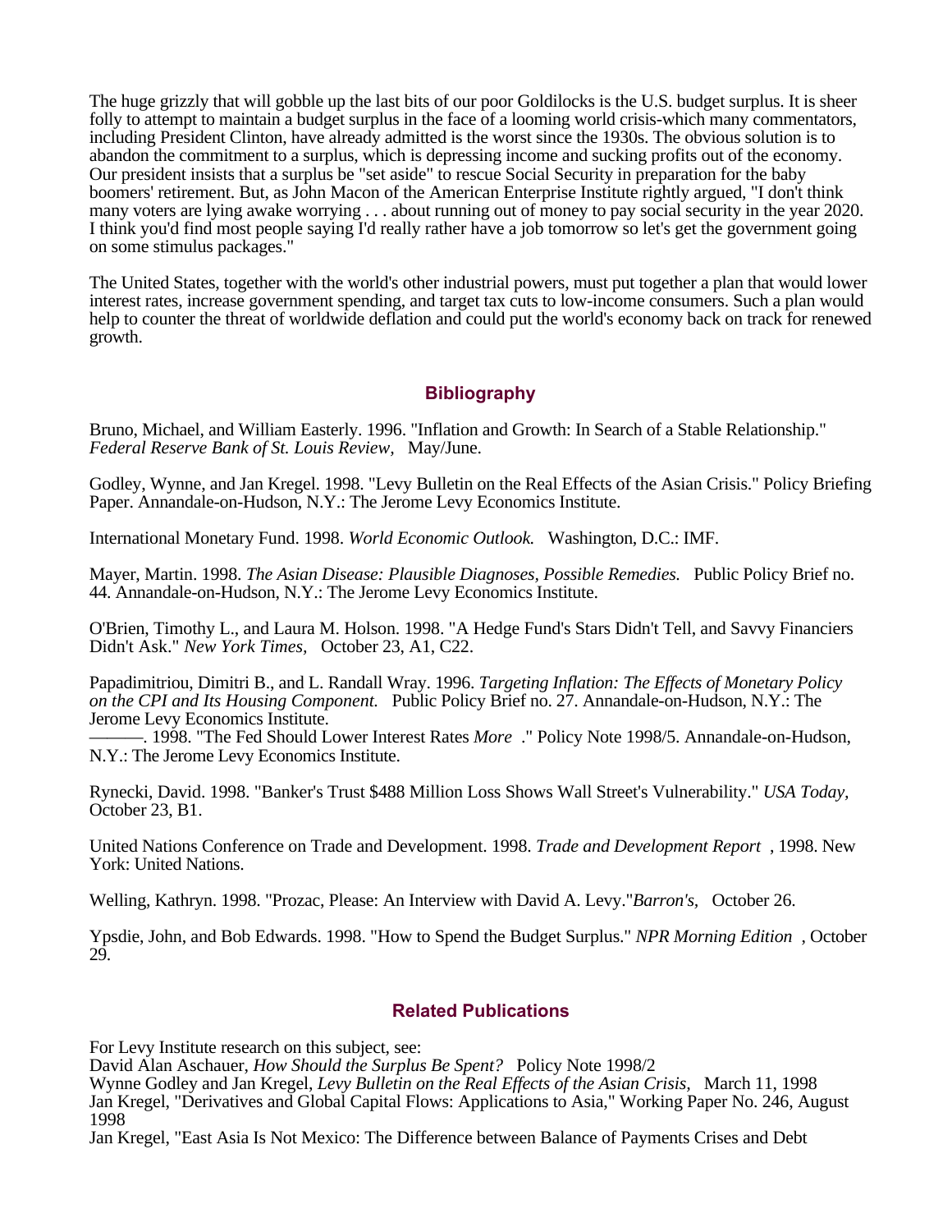The huge grizzly that will gobble up the last bits of our poor Goldilocks is the U.S. budget surplus. It is sheer folly to attempt to maintain a budget surplus in the face of a looming world crisis-which many commentators, including President Clinton, have already admitted is the worst since the 1930s. The obvious solution is to abandon the commitment to a surplus, which is depressing income and sucking profits out of the economy. Our president insists that a surplus be "set aside" to rescue Social Security in preparation for the baby boomers' retirement. But, as John Macon of the American Enterprise Institute rightly argued, "I don't think many voters are lying awake worrying . . . about running out of money to pay social security in the year 2020. I think you'd find most people saying I'd really rather have a job tomorrow so let's get the government going on some stimulus packages."

The United States, together with the world's other industrial powers, must put together a plan that would lower interest rates, increase government spending, and target tax cuts to low-income consumers. Such a plan would help to counter the threat of worldwide deflation and could put the world's economy back on track for renewed growth.

## Bibliography

Bruno, Michael, and William Easterly. 1996. "Inflation and Growth: In Search of a Stable Relationship." *Federal Reserve Bank of St. Louis Review,* May/June.

Godley, Wynne, and Jan Kregel. 1998. "Levy Bulletin on the Real Effects of the Asian Crisis." Policy Briefing Paper. Annandale-on-Hudson, N.Y.: The Jerome Levy Economics Institute.

International Monetary Fund. 1998. *World Economic Outlook.* Washington, D.C.: IMF.

Mayer, Martin. 1998. *The Asian Disease: Plausible Diagnoses, Possible Remedies.* Public Policy Brief no. 44. Annandale-on-Hudson, N.Y.: The Jerome Levy Economics Institute.

O'Brien, Timothy L., and Laura M. Holson. 1998. "A Hedge Fund's Stars Didn't Tell, and Savvy Financiers Didn't Ask." *New York Times,* October 23, A1, C22.

Papadimitriou, Dimitri B., and L. Randall Wray. 1996. *Targeting Inflation: The Effects of Monetary Policy on the CPI and Its Housing Component.* Public Policy Brief no. 27. Annandale-on-Hudson, N.Y.: The Jerome Levy Economics Institute.
———. 1998. "The Fed Should Lower Interest Rates *More* ." Policy Note 1998/5. Annandale-on-Hudson, N.Y.: The Jerome Levy Economics Institute.

Rynecki, David. 1998. "Banker's Trust $488 Million Loss Shows Wall Street's Vulnerability." *USA Today,* October 23, B1.

United Nations Conference on Trade and Development. 1998. *Trade and Development Report* , 1998. New York: United Nations.

Welling, Kathryn. 1998. "Prozac, Please: An Interview with David A. Levy."*Barron's,* October 26.

Ypsdie, John, and Bob Edwards. 1998. "How to Spend the Budget Surplus." *NPR Morning Edition* , October 29.

## Related Publications

For Levy Institute research on this subject, see:
David Alan Aschauer, *How Should the Surplus Be Spent?* Policy Note 1998/2
Wynne Godley and Jan Kregel, *Levy Bulletin on the Real Effects of the Asian Crisis,* March 11, 1998
Jan Kregel, "Derivatives and Global Capital Flows: Applications to Asia," Working Paper No. 246, August 1998
Jan Kregel, "East Asia Is Not Mexico: The Difference between Balance of Payments Crises and Debt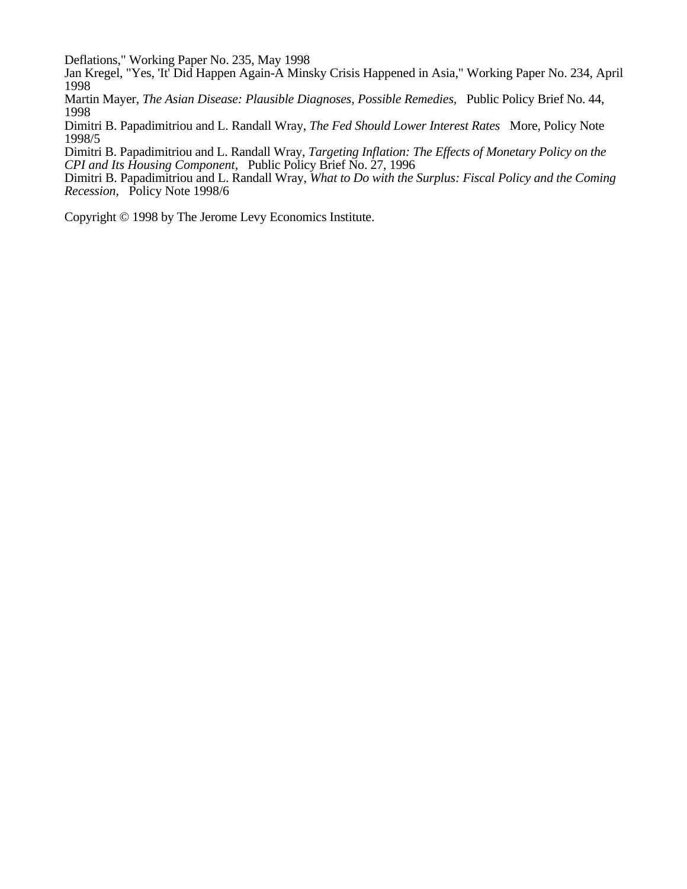Deflations," Working Paper No. 235, May 1998

Jan Kregel, "Yes, 'It' Did Happen Again-A Minsky Crisis Happened in Asia," Working Paper No. 234, April 1998

Martin Mayer, *The Asian Disease: Plausible Diagnoses, Possible Remedies,* Public Policy Brief No. 44, 1998

Dimitri B. Papadimitriou and L. Randall Wray, *The Fed Should Lower Interest Rates* More, Policy Note 1998/5

Dimitri B. Papadimitriou and L. Randall Wray, *Targeting Inflation: The Effects of Monetary Policy on the CPI and Its Housing Component,* Public Policy Brief No. 27, 1996

Dimitri B. Papadimitriou and L. Randall Wray, *What to Do with the Surplus: Fiscal Policy and the Coming Recession,* Policy Note 1998/6

Copyright © 1998 by The Jerome Levy Economics Institute.